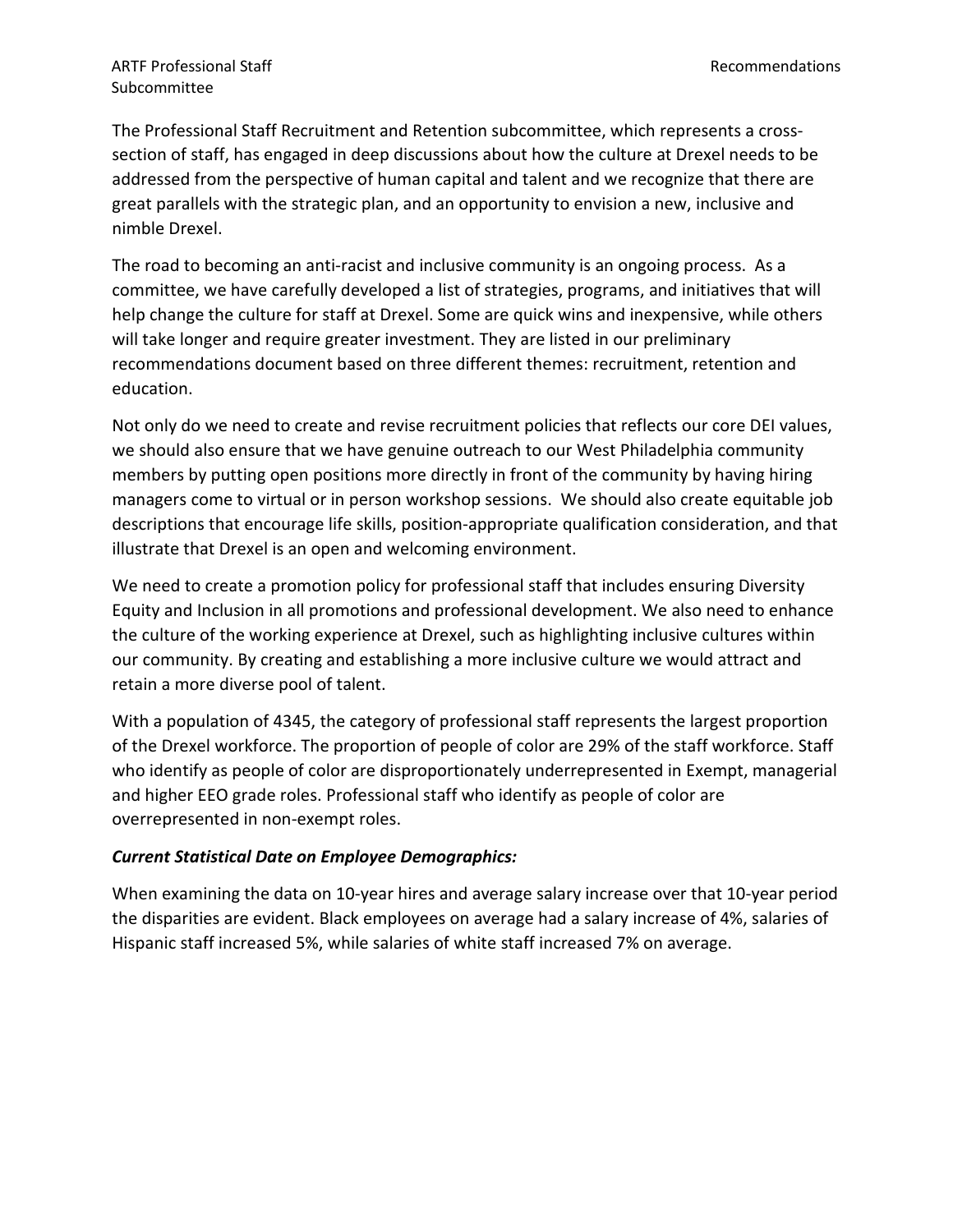The Professional Staff Recruitment and Retention subcommittee, which represents a cross-section of staff, has engaged in deep discussions about how the culture at Drexel needs to be addressed from the perspective of human capital and talent and we recognize that there are great parallels with the strategic plan, and an opportunity to envision a new, inclusive and nimble Drexel.

The road to becoming an anti-racist and inclusive community is an ongoing process. As a committee, we have carefully developed a list of strategies, programs, and initiatives that will help change the culture for staff at Drexel. Some are quick wins and inexpensive, while others will take longer and require greater investment. They are listed in our preliminary recommendations document based on three different themes: recruitment, retention and education.

Not only do we need to create and revise recruitment policies that reflects our core DEI values, we should also ensure that we have genuine outreach to our West Philadelphia community members by putting open positions more directly in front of the community by having hiring managers come to virtual or in person workshop sessions. We should also create equitable job descriptions that encourage life skills, position-appropriate qualification consideration, and that illustrate that Drexel is an open and welcoming environment.

We need to create a promotion policy for professional staff that includes ensuring Diversity Equity and Inclusion in all promotions and professional development. We also need to enhance the culture of the working experience at Drexel, such as highlighting inclusive cultures within our community. By creating and establishing a more inclusive culture we would attract and retain a more diverse pool of talent.

With a population of 4345, the category of professional staff represents the largest proportion of the Drexel workforce. The proportion of people of color are 29% of the staff workforce. Staff who identify as people of color are disproportionately underrepresented in Exempt, managerial and higher EEO grade roles. Professional staff who identify as people of color are overrepresented in non-exempt roles.

***Current Statistical Date on Employee Demographics:***

When examining the data on 10-year hires and average salary increase over that 10-year period the disparities are evident. Black employees on average had a salary increase of 4%, salaries of Hispanic staff increased 5%, while salaries of white staff increased 7% on average.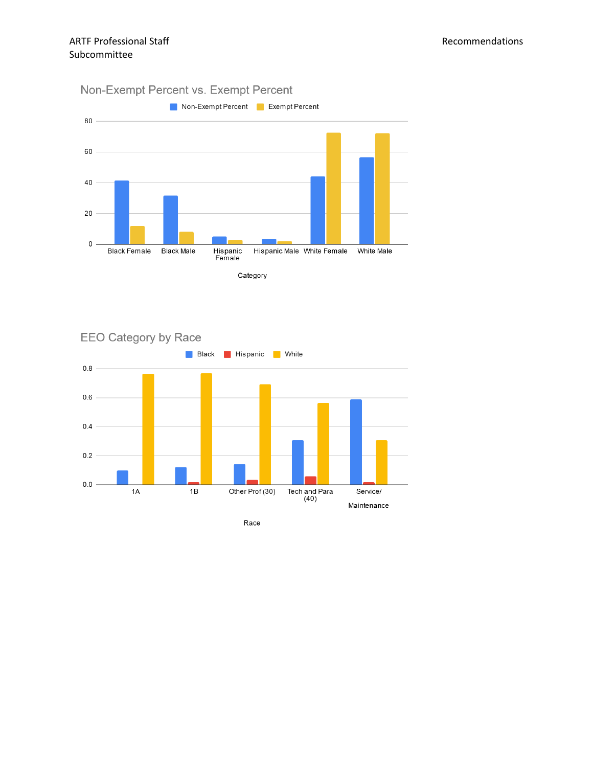## Non-Exempt Percent vs. Exempt Percent

Legend: Non-Exempt Percent, Exempt Percent

Y-axis: 0, 20, 40, 60, 80

X-axis (Category): Black Female, Black Male, Hispanic Female, Hispanic Male, White Female, White Male

## EEO Category by Race

Legend: Black, Hispanic, White

Y-axis: 0.0, 0.2, 0.4, 0.6, 0.8

X-axis (Race): 1A, 1B, Other Prof (30), Tech and Para (40), Service/ Maintenance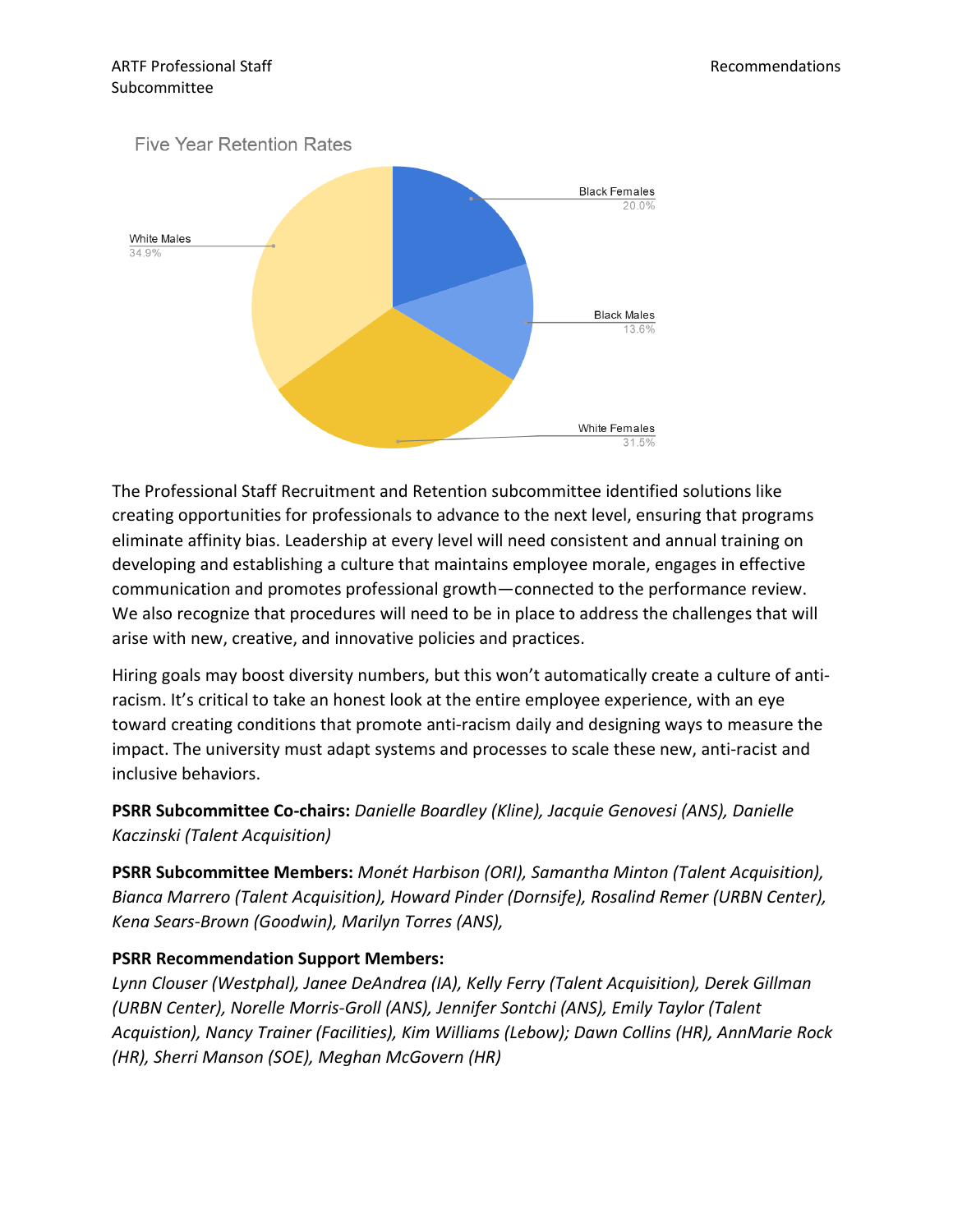Five Year Retention Rates

Black Females
20.0%

Black Males
13.6%

White Females
31.5%

White Males
34.9%

The Professional Staff Recruitment and Retention subcommittee identified solutions like creating opportunities for professionals to advance to the next level, ensuring that programs eliminate affinity bias. Leadership at every level will need consistent and annual training on developing and establishing a culture that maintains employee morale, engages in effective communication and promotes professional growth—connected to the performance review. We also recognize that procedures will need to be in place to address the challenges that will arise with new, creative, and innovative policies and practices.

Hiring goals may boost diversity numbers, but this won't automatically create a culture of anti-racism. It's critical to take an honest look at the entire employee experience, with an eye toward creating conditions that promote anti-racism daily and designing ways to measure the impact. The university must adapt systems and processes to scale these new, anti-racist and inclusive behaviors.

**PSRR Subcommittee Co-chairs:** *Danielle Boardley (Kline), Jacquie Genovesi (ANS), Danielle Kaczinski (Talent Acquisition)*

**PSRR Subcommittee Members:** *Monét Harbison (ORI), Samantha Minton (Talent Acquisition), Bianca Marrero (Talent Acquisition), Howard Pinder (Dornsife), Rosalind Remer (URBN Center), Kena Sears-Brown (Goodwin), Marilyn Torres (ANS),*

**PSRR Recommendation Support Members:**
*Lynn Clouser (Westphal), Janee DeAndrea (IA), Kelly Ferry (Talent Acquisition), Derek Gillman (URBN Center), Norelle Morris-Groll (ANS), Jennifer Sontchi (ANS), Emily Taylor (Talent Acquistion), Nancy Trainer (Facilities), Kim Williams (Lebow); Dawn Collins (HR), AnnMarie Rock (HR), Sherri Manson (SOE), Meghan McGovern (HR)*